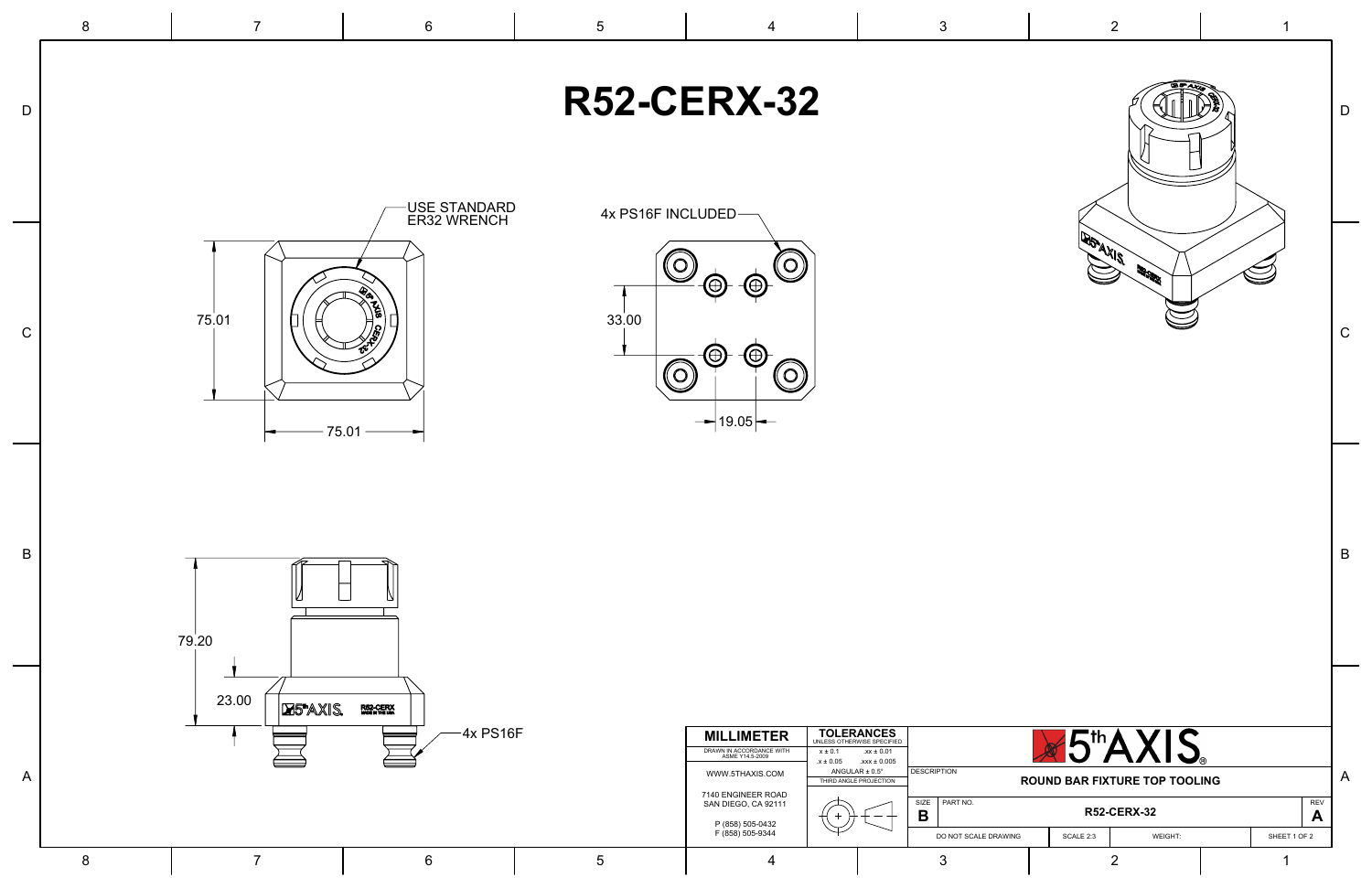# R52-CERX-32

USE STANDARD ER32 WRENCH

75.01

75.01

4x PS16F INCLUDED

33.00

19.05

79.20

23.00

4x PS16F

| MILLIMETER | TOLERANCES UNLESS OTHERWISE SPECIFIED | | |
|---|---|---|---|
| DRAWN IN ACCORDANCE WITH ASME Y14.5-2009 | .x ± 0.1 | .xx ± 0.01 | |
| WWW.5THAXIS.COM | .x ± 0.05 | .xxx ± 0.005 | |
| 7140 ENGINEER ROAD SAN DIEGO, CA 92111 | ANGULAR ± 0.5° | | |
| P (858) 505-0432 F (858) 505-9344 | THIRD ANGLE PROJECTION | | |

5th AXIS

| DESCRIPTION | ROUND BAR FIXTURE TOP TOOLING | | |
|---|---|---|---|
| SIZE B | PART NO. R52-CERX-32 | | REV A |
| DO NOT SCALE DRAWING | SCALE 2:3 | WEIGHT: | SHEET 1 OF 2 |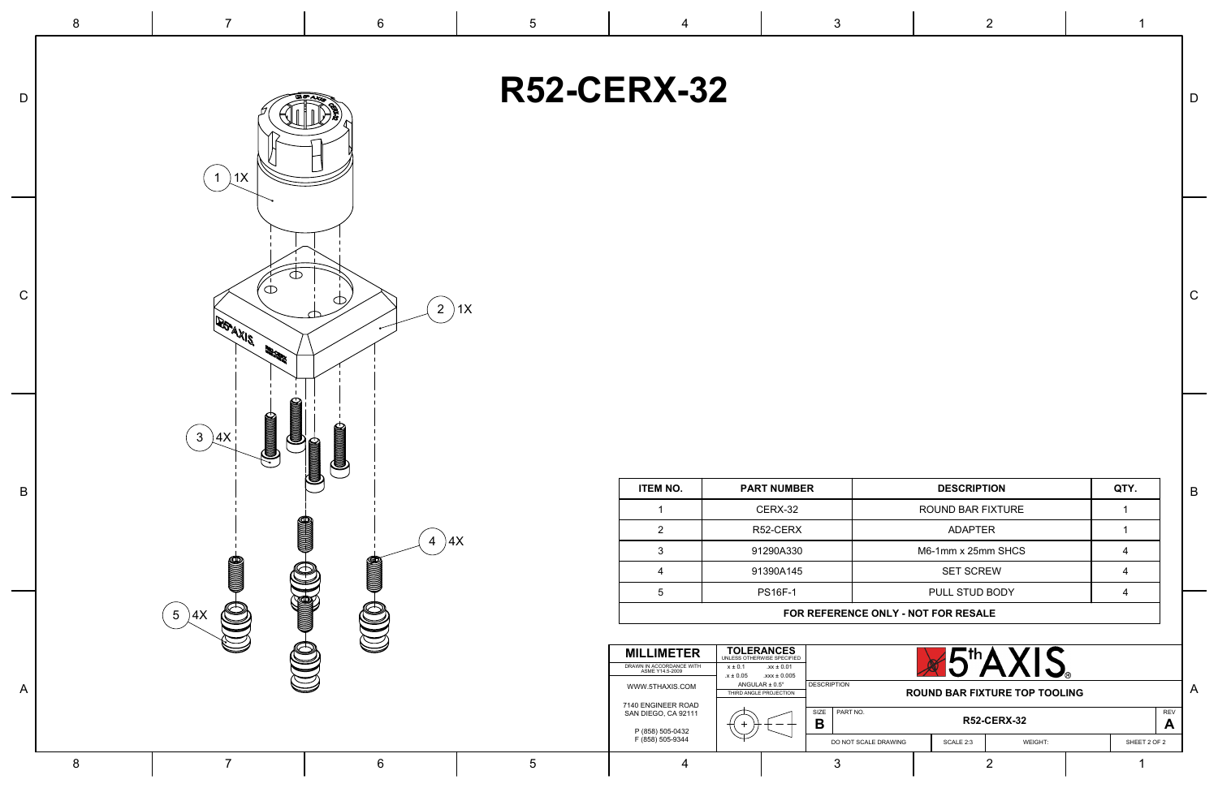# R52-CERX-32

1 1X

2 1X

3 4X

4 4X

5 4X

| ITEM NO. | PART NUMBER | DESCRIPTION | QTY. |
|---|---|---|---|
| 1 | CERX-32 | ROUND BAR FIXTURE | 1 |
| 2 | R52-CERX | ADAPTER | 1 |
| 3 | 91290A330 | M6-1mm x 25mm SHCS | 4 |
| 4 | 91390A145 | SET SCREW | 4 |
| 5 | PS16F-1 | PULL STUD BODY | 4 |

**FOR REFERENCE ONLY - NOT FOR RESALE**

**MILLIMETER**

DRAWN IN ACCORDANCE WITH ASME Y14.5-2009

WWW.5THAXIS.COM

7140 ENGINEER ROAD
SAN DIEGO, CA 92111

P (858) 505-0432
F (858) 505-9344

**TOLERANCES**
UNLESS OTHERWISE SPECIFIED

.x ± 0.1 .xx ± 0.01
.x ± 0.05 .xxx ± 0.005
ANGULAR ± 0.5°
THIRD ANGLE PROJECTION

5th AXIS

DESCRIPTION: **ROUND BAR FIXTURE TOP TOOLING**

SIZE: **B** PART NO.: **R52-CERX-32** REV: **A**

DO NOT SCALE DRAWING | SCALE 2:3 | WEIGHT: | SHEET 2 OF 2